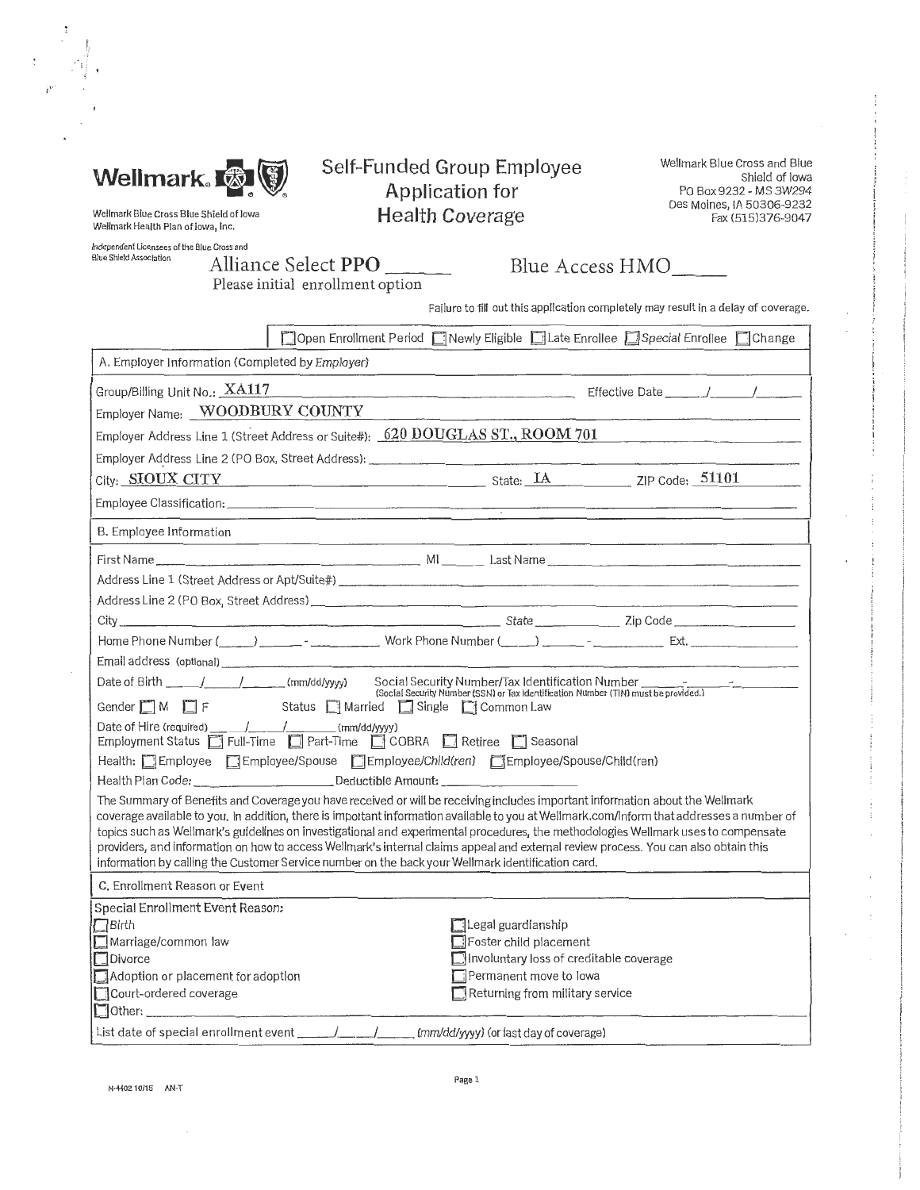**Wellmark.**

Wellmark Blue Cross Blue Shield of Iowa
Wellmark Health Plan of Iowa, Inc.

*Independent Licensees of the Blue Cross and Blue Shield Association*

# Self-Funded Group Employee Application for Health Coverage

Wellmark Blue Cross and Blue Shield of Iowa
PO Box 9232 - MS 3W294
Des Moines, IA 50306-9232
Fax (515)376-9047

Alliance Select **PPO** ______ Blue Access HMO______
Please initial enrollment option

Failure to fill out this application completely may result in a delay of coverage.

☐ Open Enrollment Period ☐ Newly Eligible ☐ Late Enrollee ☐ *Special* Enrollee ☐ Change

## A. Employer Information (Completed by *Employer*)

Group/Billing Unit No.: **XA117** Effective Date ____/____/____

Employer Name: **WOODBURY COUNTY**

Employer Address Line 1 (Street Address or Suite#): **620 DOUGLAS ST., ROOM 701**

Employer Address Line 2 (PO Box, Street Address): ______

City: **SIOUX CITY** State: **IA** ZIP Code: **51101**

Employee Classification: ______

## B. Employee Information

First Name ______ MI ______ Last Name ______

Address Line 1 (Street Address or Apt/Suite#) ______

Address Line 2 (PO Box, Street Address) ______

City ______ State ______ Zip Code ______

Home Phone Number (____) ____-______ Work Phone Number (____) ____-______ Ext. ______

Email address (optional) ______

Date of Birth ____/____/____ (mm/dd/yyyy) Social Security Number/Tax Identification Number ____-____-____
(Social Security Number (SSN) or Tax Identification Number (TIN) must be provided.)

Gender ☐ M ☐ F Status ☐ Married ☐ Single ☐ Common Law

Date of Hire (required) ____/____/____ (mm/dd/yyyy)

Employment Status ☐ Full-Time ☐ Part-Time ☐ COBRA ☐ Retiree ☐ Seasonal

Health: ☐ Employee ☐ Employee/Spouse ☐ Employee/*Child(ren)* ☐ Employee/Spouse/Child(ren)

Health Plan Code: ______ Deductible Amount: ______

The Summary of Benefits and Coverage you have received or will be receiving includes important information about the Wellmark coverage available to you. In addition, there is important information available to you at Wellmark.com/Inform that addresses a number of topics such as Wellmark's guidelines on investigational and experimental procedures, the methodologies Wellmark uses to compensate providers, and information on how to access Wellmark's internal claims appeal and external review process. You can also obtain this information by calling the Customer Service number on the back your Wellmark identification card.

## C. Enrollment Reason or Event

Special Enrollment Event Reason:

- ☐ Birth
- ☐ Marriage/common law
- ☐ Divorce
- ☐ Adoption or placement for adoption
- ☐ Court-ordered coverage
- ☐ Legal guardianship
- ☐ Foster child placement
- ☐ Involuntary loss of creditable coverage
- ☐ Permanent move to Iowa
- ☐ Returning from military service
- ☐ Other: ______

List date of special enrollment event ____/____/____ *(mm/dd/yyyy)* (or last day of coverage)

N-4402 10/15 AN-T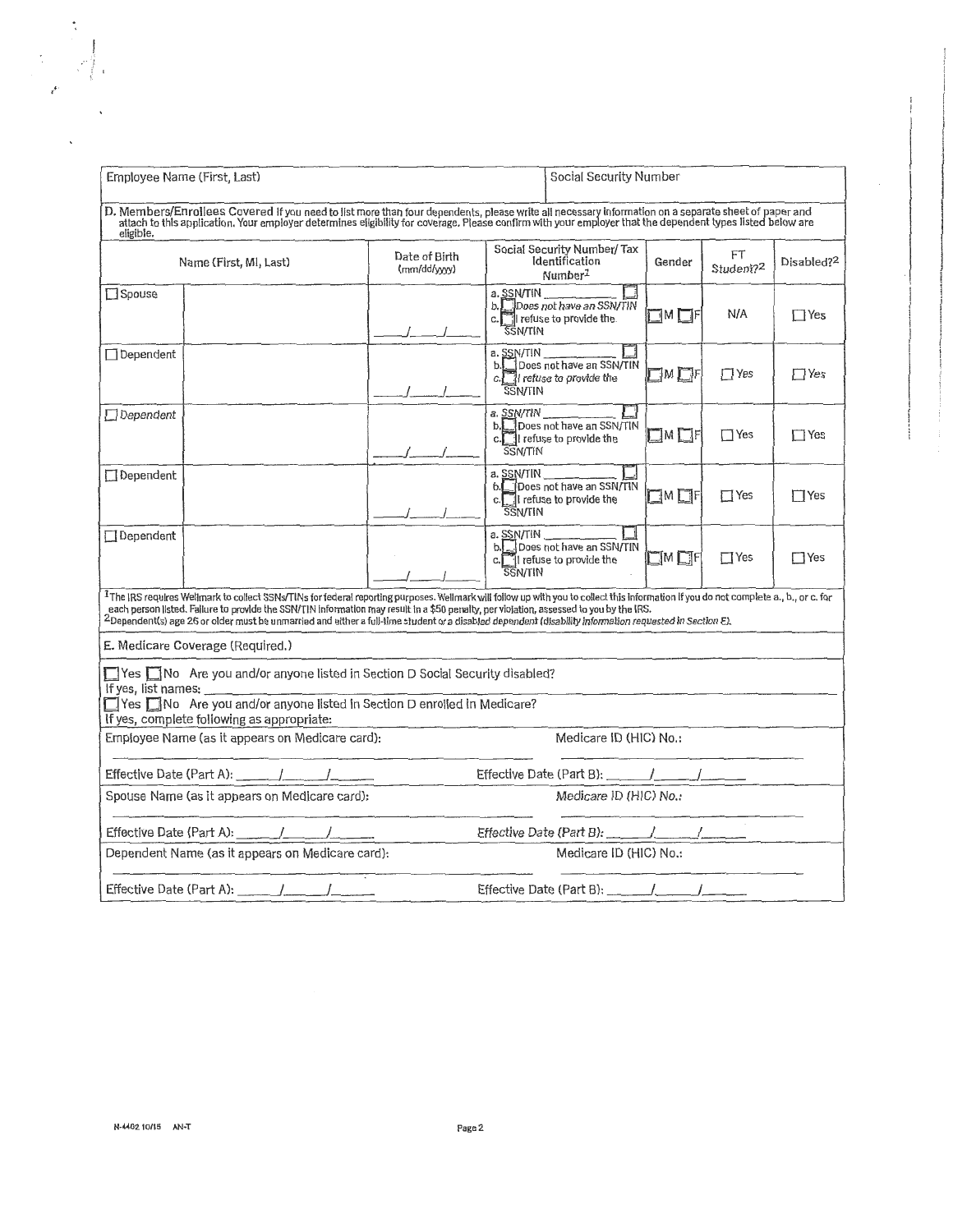| Employee Name (First, Last) | Social Security Number |
|---|---|
| | |

**D. Members/Enrollees Covered** If you need to list more than four dependents, please write all necessary information on a separate sheet of paper and attach to this application. Your employer determines eligibility for coverage. Please confirm with your employer that the dependent types listed below are eligible.

| | Name (First, MI, Last) | Date of Birth (mm/dd/yyyy) | Social Security Number/ Tax Identification Number[1] | Gender | FT Student?[2] | Disabled?[2] |
|---|---|---|---|---|---|---|
| ☐ Spouse | | ___/___/___ | a. SSN/TIN ______ ☐<br>b. ☐ Does not have an SSN/TIN<br>c. ☐ I refuse to provide the SSN/TIN | ☐M ☐F | N/A | ☐Yes |
| ☐ Dependent | | ___/___/___ | a. SSN/TIN ______ ☐<br>b. ☐ Does not have an SSN/TIN<br>c. ☐ I refuse to provide the SSN/TIN | ☐M ☐F | ☐Yes | ☐Yes |
| ☐ Dependent | | ___/___/___ | a. SSN/TIN ______ ☐<br>b. ☐ Does not have an SSN/TIN<br>c. ☐ I refuse to provide the SSN/TIN | ☐M ☐F | ☐Yes | ☐Yes |
| ☐ Dependent | | ___/___/___ | a. SSN/TIN ______ ☐<br>b. ☐ Does not have an SSN/TIN<br>c. ☐ I refuse to provide the SSN/TIN | ☐M ☐F | ☐Yes | ☐Yes |
| ☐ Dependent | | ___/___/___ | a. SSN/TIN ______ ☐<br>b. ☐ Does not have an SSN/TIN<br>c. ☐ I refuse to provide the SSN/TIN | ☐M ☐F | ☐Yes | ☐Yes |

[1] The IRS requires Wellmark to collect SSNs/TINs for federal reporting purposes. Wellmark will follow up with you to collect this information if you do not complete a., b., or c. for each person listed. Failure to provide the SSN/TIN information may result in a $50 penalty, per violation, assessed to you by the IRS.
[2] Dependent(s) age 26 or older must be unmarried and either a full-time student or a disabled dependent (disability information requested in Section E).

**E. Medicare Coverage (Required.)**

☐ Yes ☐ No Are you and/or anyone listed in Section D Social Security disabled?
If yes, list names: ____________________

☐ Yes ☐ No Are you and/or anyone listed in Section D enrolled in Medicare?
If yes, complete following as appropriate:

| | |
|---|---|
| Employee Name (as it appears on Medicare card): ____________ | Medicare ID (HIC) No.: ____________ |
| Effective Date (Part A): ___/___/___ | Effective Date (Part B): ___/___/___ |
| Spouse Name (as it appears on Medicare card): ____________ | Medicare ID (HIC) No.: ____________ |
| Effective Date (Part A): ___/___/___ | Effective Date (Part B): ___/___/___ |
| Dependent Name (as it appears on Medicare card): ____________ | Medicare ID (HIC) No.: ____________ |
| Effective Date (Part A): ___/___/___ | Effective Date (Part B): ___/___/___ |

N-4402 10/15 AN-T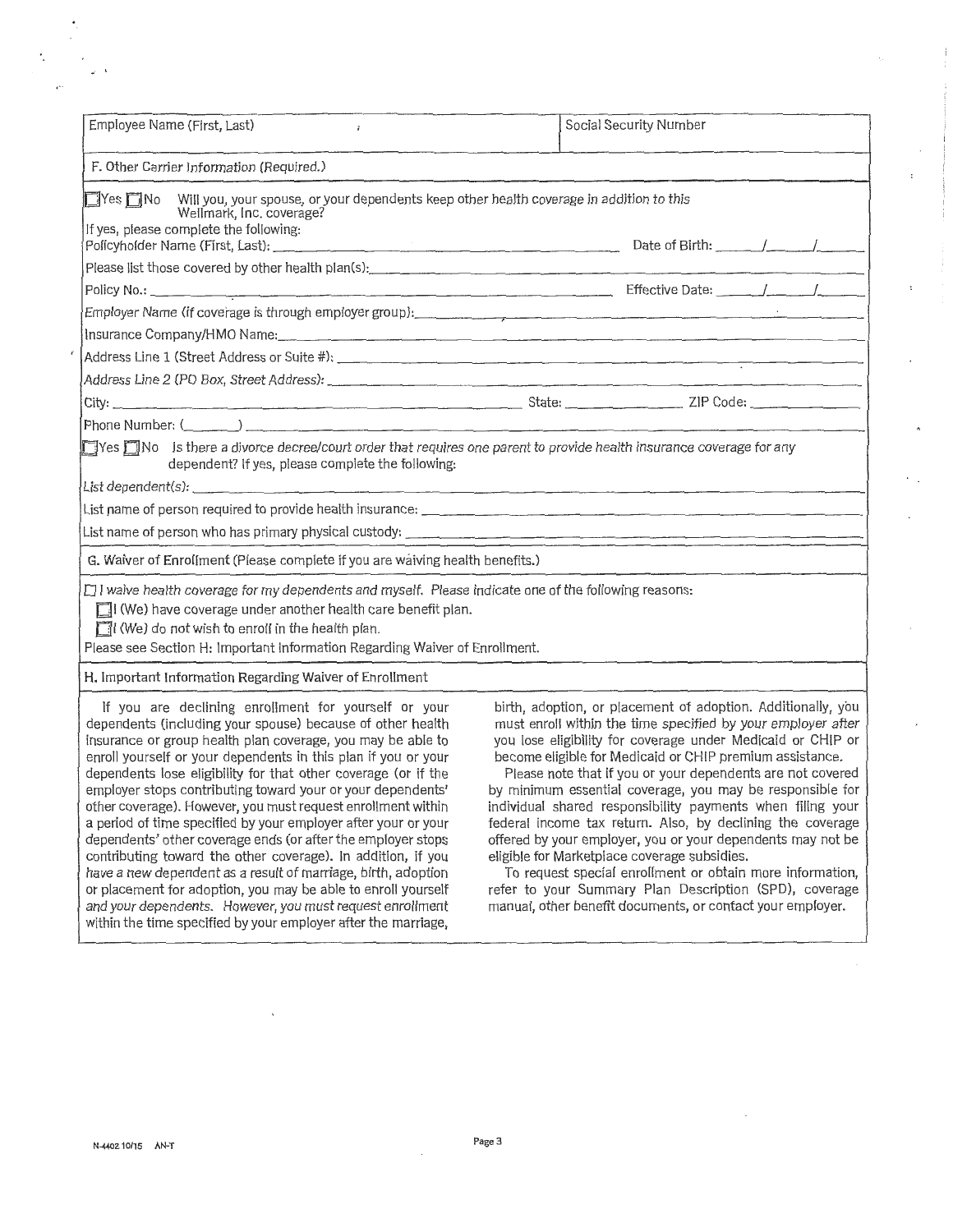Employee Name (First, Last) | Social Security Number

## F. Other Carrier Information (Required.)

☐ Yes ☐ No Will you, your spouse, or your dependents keep other health coverage in addition to this Wellmark, Inc. coverage?

If yes, please complete the following:

Policyholder Name (First, Last): ______________________ Date of Birth: ____/____/____

Please list those covered by other health plan(s): ______________________

Policy No.: ______________________ Effective Date: ____/____/____

Employer Name (if coverage is through employer group): ______________________

Insurance Company/HMO Name: ______________________

Address Line 1 (Street Address or Suite #): ______________________

Address Line 2 (PO Box, Street Address): ______________________

City: ______________________ State: ____________ ZIP Code: ____________

Phone Number: (______) ______________________

☐ Yes ☐ No Is there a divorce decree/court order that requires one parent to provide health insurance coverage for any dependent? If yes, please complete the following:

List dependent(s): ______________________

List name of person required to provide health insurance: ______________________

List name of person who has primary physical custody: ______________________

## G. Waiver of Enrollment (Please complete if you are waiving health benefits.)

☐ I waive health coverage for my dependents and myself. Please indicate one of the following reasons:

- ☐ I (We) have coverage under another health care benefit plan.
- ☐ I (We) do not wish to enroll in the health plan.

Please see Section H: Important Information Regarding Waiver of Enrollment.

## H. Important Information Regarding Waiver of Enrollment

If you are declining enrollment for yourself or your dependents (including your spouse) because of other health insurance or group health plan coverage, you may be able to enroll yourself or your dependents in this plan if you or your dependents lose eligibility for that other coverage (or if the employer stops contributing toward your or your dependents' other coverage). However, you must request enrollment within a period of time specified by your employer after your or your dependents' other coverage ends (or after the employer stops contributing toward the other coverage). In addition, if you have a new dependent as a result of marriage, birth, adoption or placement for adoption, you may be able to enroll yourself and your dependents. However, you must request enrollment within the time specified by your employer after the marriage, birth, adoption, or placement of adoption. Additionally, you must enroll within the time specified by your employer after you lose eligibility for coverage under Medicaid or CHIP or become eligible for Medicaid or CHIP premium assistance.

Please note that if you or your dependents are not covered by minimum essential coverage, you may be responsible for individual shared responsibility payments when filing your federal income tax return. Also, by declining the coverage offered by your employer, you or your dependents may not be eligible for Marketplace coverage subsidies.

To request special enrollment or obtain more information, refer to your Summary Plan Description (SPD), coverage manual, other benefit documents, or contact your employer.

N-4402 10/15 AN-T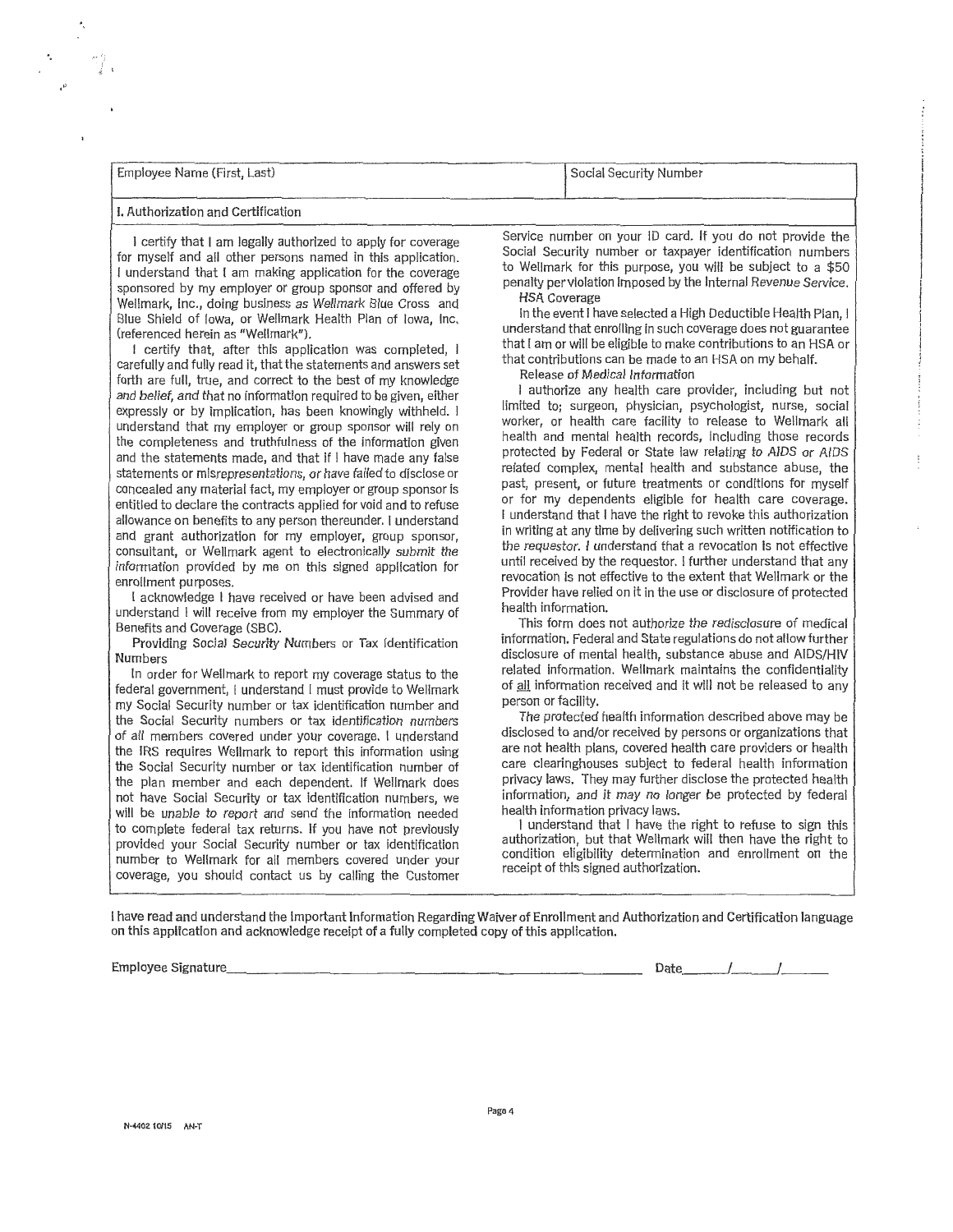| Employee Name (First, Last) | Social Security Number |
| --- | --- |
| | |

## I. Authorization and Certification

I certify that I am legally authorized to apply for coverage for myself and all other persons named in this application. I understand that I am making application for the coverage sponsored by my employer or group sponsor and offered by Wellmark, Inc., doing business as Wellmark Blue Cross and Blue Shield of Iowa, or Wellmark Health Plan of Iowa, Inc. (referenced herein as "Wellmark").

I certify that, after this application was completed, I carefully and fully read it, that the statements and answers set forth are full, true, and correct to the best of my knowledge and belief, and that no information required to be given, either expressly or by implication, has been knowingly withheld. I understand that my employer or group sponsor will rely on the completeness and truthfulness of the information given and the statements made, and that if I have made any false statements or misrepresentations, or have failed to disclose or concealed any material fact, my employer or group sponsor is entitled to declare the contracts applied for void and to refuse allowance on benefits to any person thereunder. I understand and grant authorization for my employer, group sponsor, consultant, or Wellmark agent to electronically submit the information provided by me on this signed application for enrollment purposes.

I acknowledge I have received or have been advised and understand I will receive from my employer the Summary of Benefits and Coverage (SBC).

Providing Social Security Numbers or Tax Identification Numbers

In order for Wellmark to report my coverage status to the federal government, I understand I must provide to Wellmark my Social Security number or tax identification number and the Social Security numbers or tax identification numbers of all members covered under your coverage. I understand the IRS requires Wellmark to report this information using the Social Security number or tax identification number of the plan member and each dependent. If Wellmark does not have Social Security or tax identification numbers, we will be unable to report and send the information needed to complete federal tax returns. If you have not previously provided your Social Security number or tax identification number to Wellmark for all members covered under your coverage, you should contact us by calling the Customer Service number on your ID card. If you do not provide the Social Security number or taxpayer identification numbers to Wellmark for this purpose, you will be subject to a $50 penalty per violation imposed by the Internal Revenue Service.

HSA Coverage

In the event I have selected a High Deductible Health Plan, I understand that enrolling in such coverage does not guarantee that I am or will be eligible to make contributions to an HSA or that contributions can be made to an HSA on my behalf.

Release of Medical Information

I authorize any health care provider, including but not limited to; surgeon, physician, psychologist, nurse, social worker, or health care facility to release to Wellmark all health and mental health records, including those records protected by Federal or State law relating to AIDS or AIDS related complex, mental health and substance abuse, the past, present, or future treatments or conditions for myself or for my dependents eligible for health care coverage. I understand that I have the right to revoke this authorization in writing at any time by delivering such written notification to the requestor. I understand that a revocation is not effective until received by the requestor. I further understand that any revocation is not effective to the extent that Wellmark or the Provider have relied on it in the use or disclosure of protected health information.

This form does not authorize the redisclosure of medical information. Federal and State regulations do not allow further disclosure of mental health, substance abuse and AIDS/HIV related information. Wellmark maintains the confidentiality of all information received and it will not be released to any person or facility.

The protected health information described above may be disclosed to and/or received by persons or organizations that are not health plans, covered health care providers or health care clearinghouses subject to federal health information privacy laws. They may further disclose the protected health information, and it may no longer be protected by federal health information privacy laws.

I understand that I have the right to refuse to sign this authorization, but that Wellmark will then have the right to condition eligibility determination and enrollment on the receipt of this signed authorization.

I have read and understand the Important Information Regarding Waiver of Enrollment and Authorization and Certification language on this application and acknowledge receipt of a fully completed copy of this application.

Employee Signature______________________________ Date_____/_____/______

N-4402 10/15 AN-T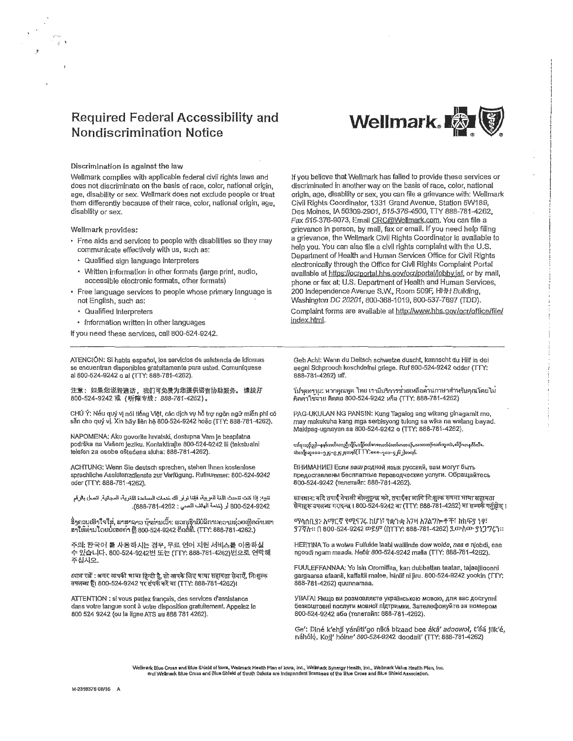# Required Federal Accessibility and Nondiscrimination Notice

Wellmark.

## Discrimination is against the law

Wellmark complies with applicable federal civil rights laws and does not discriminate on the basis of race, color, national origin, age, disability or sex. Wellmark does not exclude people or treat them differently because of their race, color, national origin, age, disability or sex.

Wellmark provides:

- Free aids and services to people with disabilities so they may communicate effectively with us, such as:
  - Qualified sign language interpreters
  - Written information in other formats (large print, audio, accessible electronic formats, other formats)
- Free language services to people whose primary language is not English, such as:
  - Qualified interpreters
  - Information written in other languages

If you need these services, call 800-524-9242.

If you believe that Wellmark has failed to provide these services or discriminated in another way on the basis of race, color, national origin, age, disability or sex, you can file a grievance with: Wellmark Civil Rights Coordinator, 1331 Grand Avenue, Station 5W189, Des Moines, IA 50309-2901, 515-376-4500, TTY 888-781-4262, Fax 515-376-9073, Email CRC@Wellmark.com. You can file a grievance in person, by mail, fax or email. If you need help filing a grievance, the Wellmark Civil Rights Coordinator is available to help you. You can also file a civil rights complaint with the U.S. Department of Health and Human Services Office for Civil Rights electronically through the Office for Civil Rights Complaint Portal available at https://ocrportal.hhs.gov/ocr/portal/lobby.jsf, or by mail, phone or fax at: U.S. Department of Health and Human Services, 200 Independence Avenue S.W., Room 509F, HHH Building, Washington DC 20201, 800-368-1019, 800-537-7697 (TDD).

Complaint forms are available at http://www.hhs.gov/ocr/office/file/index.html.

---

ATENCIÓN: Si habla español, los servicios de asistencia de idiomas se encuentran disponibles gratuitamente para usted. Comuníquese al 800-524-9242 o al (TTY: 888-781-4262).

注意：如果您说普通话，我们可免费为您提供语言协助服务。请拨打 800-524-9242 或（听障专线：888-781-4262）。

CHÚ Ý: Nếu quý vị nói tiếng Việt, các dịch vụ hỗ trợ ngôn ngữ miễn phí có sẵn cho quý vị. Xin hãy liên hệ 800-524-9242 hoặc (TTY: 888-781-4262).

NAPOMENA: Ako govorite hrvatski, dostupna Vam je besplatna podrška na Vašem jeziku. Kontaktirajte 800-524-9242 ili (tekstualni telefon za osobe oštećena sluha: 888-781-4262).

ACHTUNG: Wenn Sie deutsch sprechen, stehen Ihnen kostenlose sprachliche Assistenzdienste zur Verfügung. Rufnummer: 800-524-9242 oder (TTY: 888-781-4262).

تنبيه: إذا كنت تتحدث اللغة العربية، فإننا نوفر لك خدمات المساعدة اللغوية المجانية. اتصل بالرقم 800-524-9242 أو (خدمة الهاتف النصي : 888-781-4262).

ຂໍ້ຄວນເອົາໃຈໃສ່, ພາສາລາວ ຖ້າທ່ານເວົ້າ: ພວກເຮົາມີບໍລິການຄວາມຊ່ວຍເຫຼືອດ້ານພາສາໃຫ້ທ່ານໂດຍບໍ່ເສຍຄ່າ ທີ່ 800-524-9242 ຕິດຕໍ່. (TTY: 888-781-4262.)

주의: 한국어 를 사용하시는 경우, 무료 언어 지원 서비스를 이용하실 수 있습니다. 800-524-9242번 또는 (TTY: 888-781-4262)번으로 연락해 주십시오.

ध्यान दें : अगर आपकी भाषा हिन्दी है, तो आपके लिए भाषा सहायता सेवाएँ, निःशुल्क उपलब्ध हैं। 800-524-9242 पर संपर्क करें या (TTY: 888-781-4262)।

ATTENTION : si vous parlez français, des services d'assistance dans votre langue sont à votre disposition gratuitement. Appelez le 800 524 9242 (ou la ligne ATS au 888 781 4262).

Geb Acht: Wann du Deitsch schwetze duscht, kannscht du Hilf in dei eegni Schprooch koschdefrei griege. Ruf 800-524-9242 odder (TTY: 888-781-4262) uff.

โปรดทราบ: หากคุณพูด ไทย เรามีบริการช่วยเหลือด้านภาษาสำหรับคุณโดยไม่คิดค่าใช้จ่าย ติดต่อ 800-524-9242 หรือ (TTY: 888-781-4262)

PAG-UKULAN NG PANSIN: Kung Tagalog ang wikang ginagamit mo, may makukuha kang mga serbisyong tulong sa wika na walang bayad. Makipag-ugnayan sa 800-524-9242 o (TTY: 888-781-4262).

ဟ်သူဉ်ဟ်သး-နမ့္ကတဲကညီကျိာ်,တမ့္ရ်ကျိာ်တာ်မာစာၤလၢတလိၣ်ဘူးလဲ,အိၣ်လၢနဂီၢ်လီၤ. ဆဲးကျိးဆူ၈၀၀-၅၂၄-၉၂၄၂မ့တမ့္ရ်(TTY:၈၈၈-၇၈၁-၄၂၆၂)တက့ၢ်.

ВНИМАНИЕ! Если *ваш родной* язык русский, вам могут быть предоставлены бесплатные переводческие услуги. Обращайтесь 800-524-9242 (телетайп: 888-781-4262).

सावधान: यदि तपाईं नेपाली बोल्नुहुन्छ भने, तपाईंका लागि निःशुल्क रूपमा भाषा सहायता सेवाहरू उपलब्ध गराइन्छ। 800-524-9242 वा (TTY: 888-781-4262) मा सम्पर्क गर्नुहोस्।

ማስጠንቀቂያ: አማርኛ የሚናገሩ ከሆነ የቋንቋ እገዛ አገልግሎቶች ከክፍያ ነፃ በ 800-524-9242 መደወል (በTTY: 888-781-4262) ይገኛሉ፡፡

HEETINA To a wolwa Fulfulde laabi walliinde dow wolde, naa e njobdi, ene ngoodi ngam maada. Hebir 800-524-9242 malla (TTY: 888-781-4262).

FUULEFFANNAA: Yo isin Oromiffaa, kan dubbattan taatan, tajaajiloonni gargaarsa afaanii, kaffaltii malee, isiniif ni jiru. 800-524-9242 yookin (TTY: 888-781-4262) quunnamaa.

УВАГА! Якщо ви розмовляєте українською мовою, для вас доступні безкоштовні послуги мовної підтримки. Зателефонуйте за номером 800-524-9242 або (телетайп: 888-781-4262).

Ge': Diné k'ehjí yáníłti'go nı́ká bizaad bee áká' adoowoł, t'áá jiik'é, náhólǫ́. Kojį' *hólne' 800-524-9242* doodaiį' (TTY: 888-781-4262)

Wellmark Blue Cross and Blue Shield of Iowa, Wellmark Health Plan of Iowa, Inc., Wellmark Synergy Health, Inc., Wellmark Value Health Plan, Inc. and Wellmark Blue Cross and Blue Shield of South Dakota are independent licensees of the Blue Cross and Blue Shield Association.

M-2318376 08/16 A